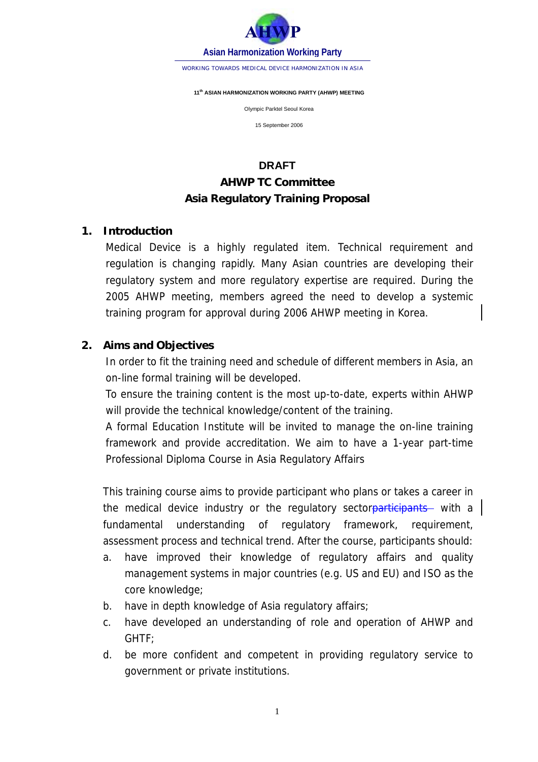AHWP

Asian Harmonization Working Party

WORKING TOWARDS MEDICAL DEVICE HARMONIZATION IN ASIA

11th ASIAN HARMONIZATION WORKING PARTY (AHWP) MEETING

Olympic Parktel Seoul Korea

15 September 2006

# DRAFT
# AHWP TC Committee
# Asia Regulatory Training Proposal

## 1. Introduction

Medical Device is a highly regulated item. Technical requirement and regulation is changing rapidly. Many Asian countries are developing their regulatory system and more regulatory expertise are required. During the 2005 AHWP meeting, members agreed the need to develop a systemic training program for approval during 2006 AHWP meeting in Korea.

## 2. Aims and Objectives

In order to fit the training need and schedule of different members in Asia, an on-line formal training will be developed.

To ensure the training content is the most up-to-date, experts within AHWP will provide the technical knowledge/content of the training.

A formal Education Institute will be invited to manage the on-line training framework and provide accreditation. We aim to have a 1-year part-time Professional Diploma Course in Asia Regulatory Affairs

This training course aims to provide participant who plans or takes a career in the medical device industry or the regulatory sector~~participants~~ with a fundamental understanding of regulatory framework, requirement, assessment process and technical trend. After the course, participants should:

a. have improved their knowledge of regulatory affairs and quality management systems in major countries (e.g. US and EU) and ISO as the core knowledge;
b. have in depth knowledge of Asia regulatory affairs;
c. have developed an understanding of role and operation of AHWP and GHTF;
d. be more confident and competent in providing regulatory service to government or private institutions.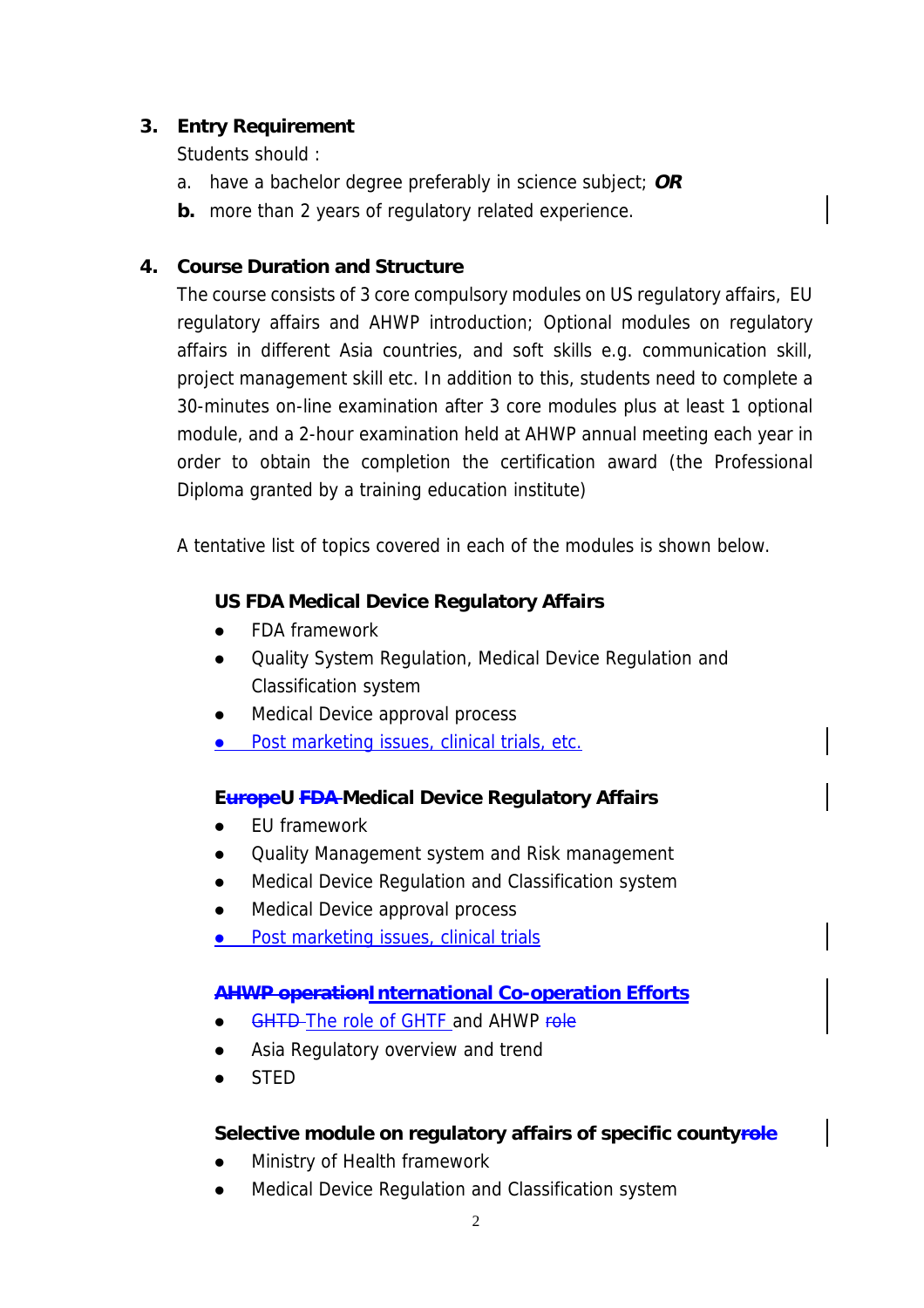### 3. Entry Requirement

Students should :

a. have a bachelor degree preferably in science subject; ***OR***

**b.** more than 2 years of regulatory related experience.

### 4. Course Duration and Structure

The course consists of 3 core compulsory modules on US regulatory affairs, EU regulatory affairs and AHWP introduction; Optional modules on regulatory affairs in different Asia countries, and soft skills e.g. communication skill, project management skill etc. In addition to this, students need to complete a 30-minutes on-line examination after 3 core modules plus at least 1 optional module, and a 2-hour examination held at AHWP annual meeting each year in order to obtain the completion the certification award (the Professional Diploma granted by a training education institute)

A tentative list of topics covered in each of the modules is shown below.

**US FDA Medical Device Regulatory Affairs**

- FDA framework
- Quality System Regulation, Medical Device Regulation and Classification system
- Medical Device approval process
- Post marketing issues, clinical trials, etc.

**E~~urope~~U ~~FDA~~ Medical Device Regulatory Affairs**

- EU framework
- Quality Management system and Risk management
- Medical Device Regulation and Classification system
- Medical Device approval process
- Post marketing issues, clinical trials

**~~AHWP operation~~International Co-operation Efforts**

- ~~GHTD~~ The role of GHTF and AHWP ~~role~~
- Asia Regulatory overview and trend
- STED

**Selective module on regulatory affairs of specific county~~role~~**

- Ministry of Health framework
- Medical Device Regulation and Classification system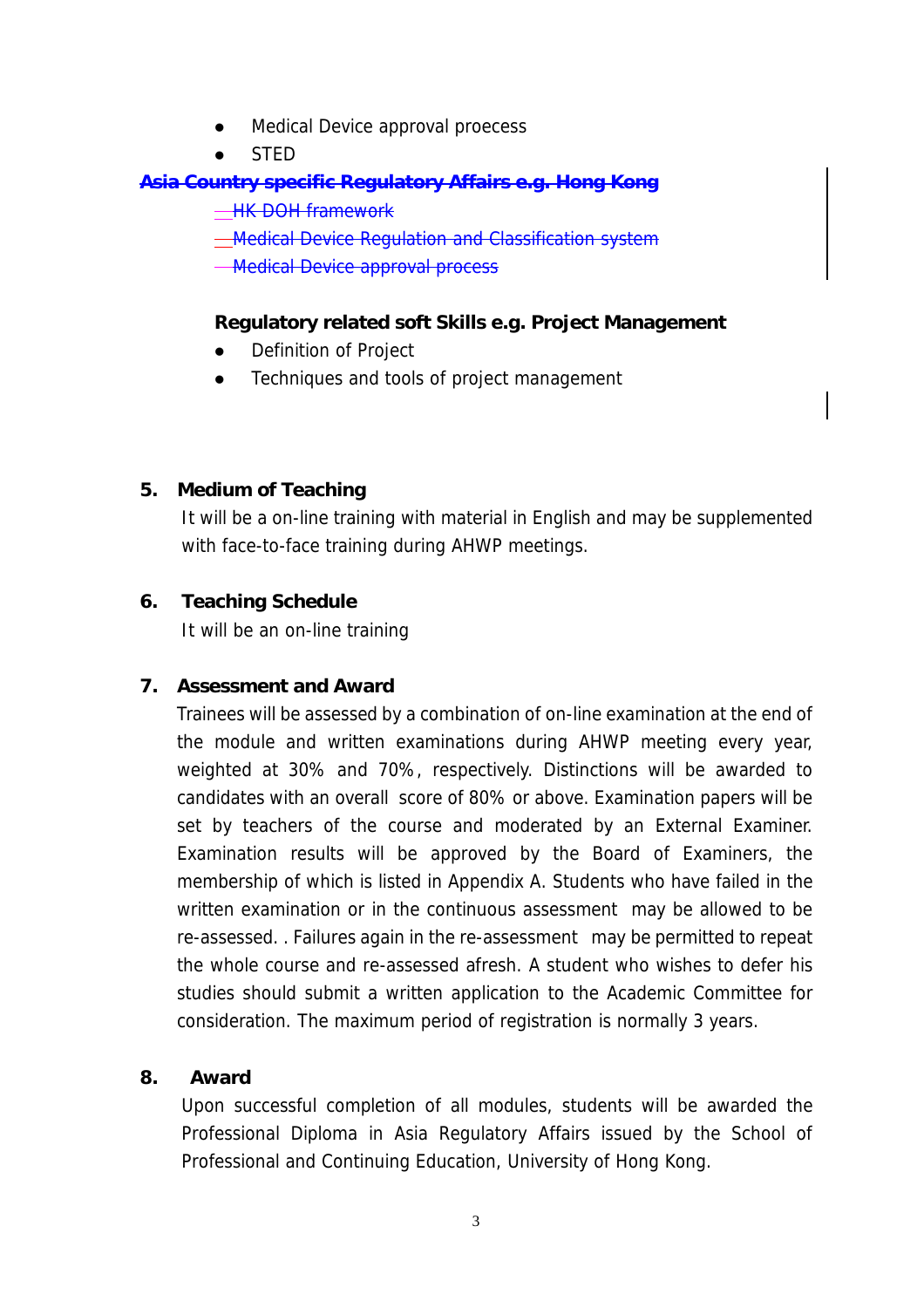- Medical Device approval proecess
- STED

~~**Asia Country specific Regulatory Affairs e.g. Hong Kong**~~

- ~~HK DOH framework~~
- ~~Medical Device Regulation and Classification system~~
- ~~Medical Device approval process~~

**Regulatory related soft Skills e.g. Project Management**

- Definition of Project
- Techniques and tools of project management

## 5. Medium of Teaching

It will be a on-line training with material in English and may be supplemented with face-to-face training during AHWP meetings.

## 6. Teaching Schedule

It will be an on-line training

## 7. Assessment and Award

Trainees will be assessed by a combination of on-line examination at the end of the module and written examinations during AHWP meeting every year, weighted at 30% and 70%, respectively. Distinctions will be awarded to candidates with an overall score of 80% or above. Examination papers will be set by teachers of the course and moderated by an External Examiner. Examination results will be approved by the Board of Examiners, the membership of which is listed in Appendix A. Students who have failed in the written examination or in the continuous assessment may be allowed to be re-assessed. . Failures again in the re-assessment may be permitted to repeat the whole course and re-assessed afresh. A student who wishes to defer his studies should submit a written application to the Academic Committee for consideration. The maximum period of registration is normally 3 years.

## 8. Award

Upon successful completion of all modules, students will be awarded the Professional Diploma in Asia Regulatory Affairs issued by the School of Professional and Continuing Education, University of Hong Kong.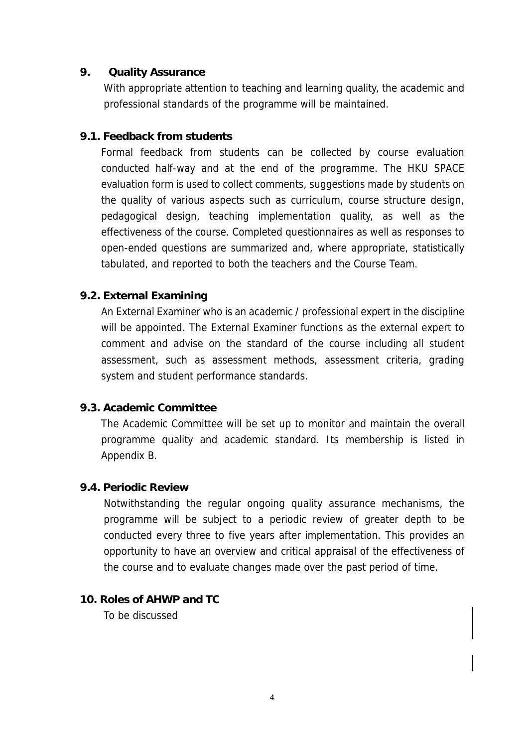## 9. Quality Assurance

With appropriate attention to teaching and learning quality, the academic and professional standards of the programme will be maintained.

### 9.1. Feedback from students

Formal feedback from students can be collected by course evaluation conducted half-way and at the end of the programme. The HKU SPACE evaluation form is used to collect comments, suggestions made by students on the quality of various aspects such as curriculum, course structure design, pedagogical design, teaching implementation quality, as well as the effectiveness of the course. Completed questionnaires as well as responses to open-ended questions are summarized and, where appropriate, statistically tabulated, and reported to both the teachers and the Course Team.

### 9.2. External Examining

An External Examiner who is an academic / professional expert in the discipline will be appointed. The External Examiner functions as the external expert to comment and advise on the standard of the course including all student assessment, such as assessment methods, assessment criteria, grading system and student performance standards.

### 9.3. Academic Committee

The Academic Committee will be set up to monitor and maintain the overall programme quality and academic standard. Its membership is listed in Appendix B.

### 9.4. Periodic Review

Notwithstanding the regular ongoing quality assurance mechanisms, the programme will be subject to a periodic review of greater depth to be conducted every three to five years after implementation. This provides an opportunity to have an overview and critical appraisal of the effectiveness of the course and to evaluate changes made over the past period of time.

## 10. Roles of AHWP and TC

To be discussed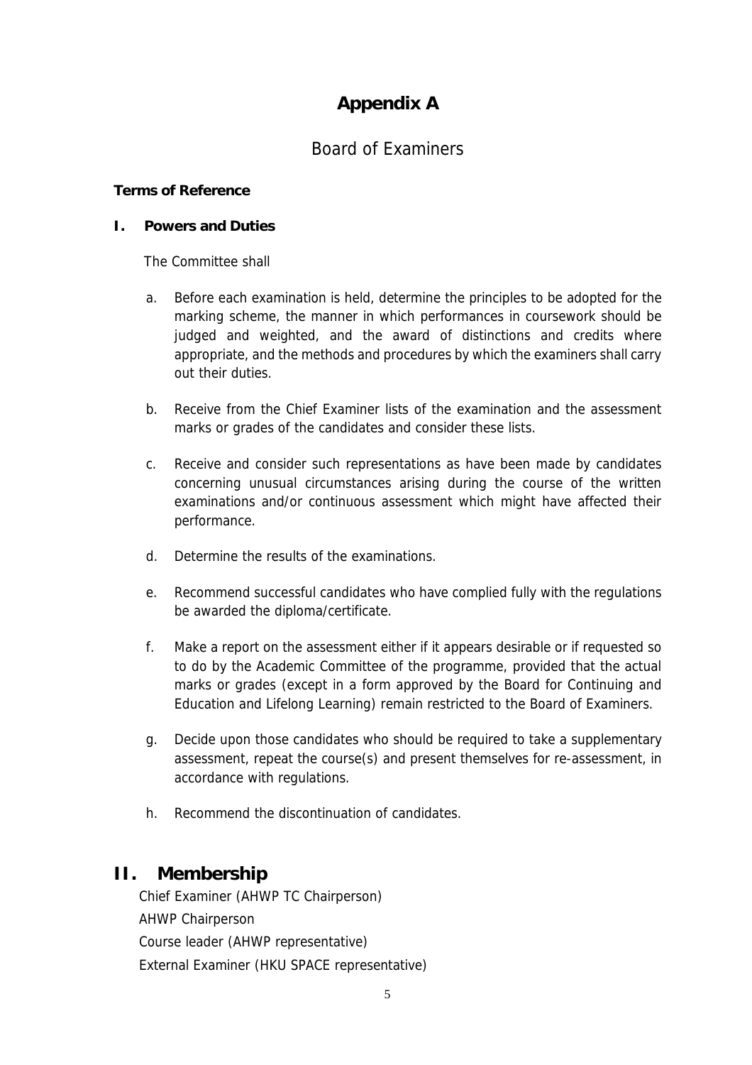# Appendix A

## Board of Examiners

**Terms of Reference**

**I. Powers and Duties**

The Committee shall

a. Before each examination is held, determine the principles to be adopted for the marking scheme, the manner in which performances in coursework should be judged and weighted, and the award of distinctions and credits where appropriate, and the methods and procedures by which the examiners shall carry out their duties.

b. Receive from the Chief Examiner lists of the examination and the assessment marks or grades of the candidates and consider these lists.

c. Receive and consider such representations as have been made by candidates concerning unusual circumstances arising during the course of the written examinations and/or continuous assessment which might have affected their performance.

d. Determine the results of the examinations.

e. Recommend successful candidates who have complied fully with the regulations be awarded the diploma/certificate.

f. Make a report on the assessment either if it appears desirable or if requested so to do by the Academic Committee of the programme, provided that the actual marks or grades (except in a form approved by the Board for Continuing and Education and Lifelong Learning) remain restricted to the Board of Examiners.

g. Decide upon those candidates who should be required to take a supplementary assessment, repeat the course(s) and present themselves for re-assessment, in accordance with regulations.

h. Recommend the discontinuation of candidates.

## II. Membership

Chief Examiner (AHWP TC Chairperson)
AHWP Chairperson
Course leader (AHWP representative)
External Examiner (HKU SPACE representative)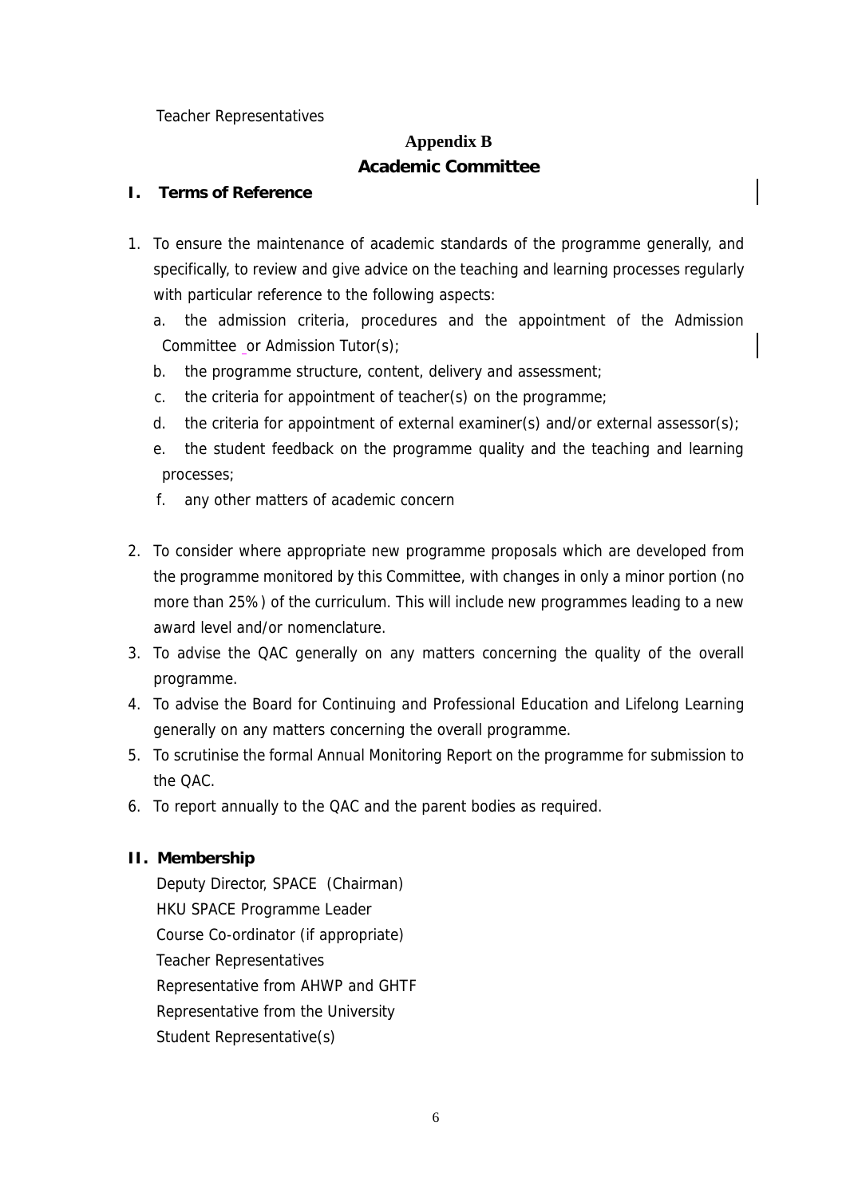Teacher Representatives

## Appendix B

## Academic Committee

### I. Terms of Reference

1. To ensure the maintenance of academic standards of the programme generally, and specifically, to review and give advice on the teaching and learning processes regularly with particular reference to the following aspects:
   a. the admission criteria, procedures and the appointment of the Admission Committee or Admission Tutor(s);
   b. the programme structure, content, delivery and assessment;
   c. the criteria for appointment of teacher(s) on the programme;
   d. the criteria for appointment of external examiner(s) and/or external assessor(s);
   e. the student feedback on the programme quality and the teaching and learning processes;
   f. any other matters of academic concern

2. To consider where appropriate new programme proposals which are developed from the programme monitored by this Committee, with changes in only a minor portion (no more than 25%) of the curriculum. This will include new programmes leading to a new award level and/or nomenclature.
3. To advise the QAC generally on any matters concerning the quality of the overall programme.
4. To advise the Board for Continuing and Professional Education and Lifelong Learning generally on any matters concerning the overall programme.
5. To scrutinise the formal Annual Monitoring Report on the programme for submission to the QAC.
6. To report annually to the QAC and the parent bodies as required.

### II. Membership

Deputy Director, SPACE (Chairman)
HKU SPACE Programme Leader
Course Co-ordinator (if appropriate)
Teacher Representatives
Representative from AHWP and GHTF
Representative from the University
Student Representative(s)